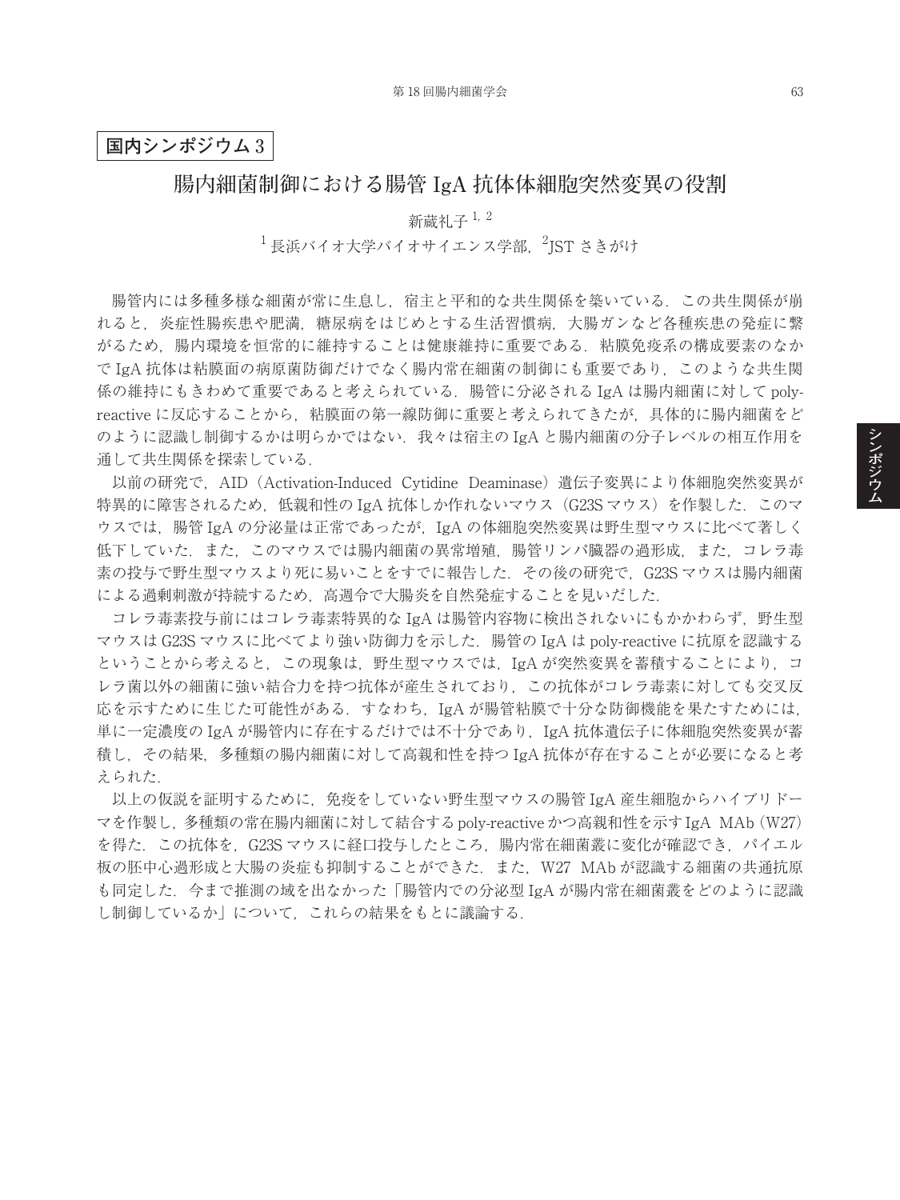## 国内シンポジウム 3

# 腸内細菌制御における腸管 IgA 抗体体細胞突然変異の役割

新蔵礼子[1, 2]

[1] 長浜バイオ大学バイオサイエンス学部，[2]JST さきがけ

腸管内には多種多様な細菌が常に生息し，宿主と平和的な共生関係を築いている．この共生関係が崩れると，炎症性腸疾患や肥満，糖尿病をはじめとする生活習慣病，大腸ガンなど各種疾患の発症に繋がるため，腸内環境を恒常的に維持することは健康維持に重要である．粘膜免疫系の構成要素のなかで IgA 抗体は粘膜面の病原菌防御だけでなく腸内常在細菌の制御にも重要であり，このような共生関係の維持にもきわめて重要であると考えられている．腸管に分泌される IgA は腸内細菌に対して poly-reactive に反応することから，粘膜面の第一線防御に重要と考えられてきたが，具体的に腸内細菌をどのように認識し制御するかは明らかではない．我々は宿主の IgA と腸内細菌の分子レベルの相互作用を通して共生関係を探索している．

以前の研究で，AID（Activation-Induced Cytidine Deaminase）遺伝子変異により体細胞突然変異が特異的に障害されるため，低親和性の IgA 抗体しか作れないマウス（G23S マウス）を作製した．このマウスでは，腸管 IgA の分泌量は正常であったが，IgA の体細胞突然変異は野生型マウスに比べて著しく低下していた．また，このマウスでは腸内細菌の異常増殖，腸管リンパ臓器の過形成，また，コレラ毒素の投与で野生型マウスより死に易いことをすでに報告した．その後の研究で，G23S マウスは腸内細菌による過剰刺激が持続するため，高週令で大腸炎を自然発症することを見いだした．

コレラ毒素投与前にはコレラ毒素特異的な IgA は腸管内容物に検出されないにもかかわらず，野生型マウスは G23S マウスに比べてより強い防御力を示した．腸管の IgA は poly-reactive に抗原を認識するということから考えると，この現象は，野生型マウスでは，IgA が突然変異を蓄積することにより，コレラ菌以外の細菌に強い結合力を持つ抗体が産生されており，この抗体がコレラ毒素に対しても交叉反応を示すために生じた可能性がある．すなわち，IgA が腸管粘膜で十分な防御機能を果たすためには，単に一定濃度の IgA が腸管内に存在するだけでは不十分であり，IgA 抗体遺伝子に体細胞突然変異が蓄積し，その結果，多種類の腸内細菌に対して高親和性を持つ IgA 抗体が存在することが必要になると考えられた．

以上の仮説を証明するために，免疫をしていない野生型マウスの腸管 IgA 産生細胞からハイブリドーマを作製し，多種類の常在腸内細菌に対して結合する poly-reactive かつ高親和性を示す IgA MAb (W27) を得た．この抗体を，G23S マウスに経口投与したところ，腸内常在細菌叢に変化が確認でき，パイエル板の胚中心過形成と大腸の炎症も抑制することができた．また，W27 MAb が認識する細菌の共通抗原も同定した．今まで推測の域を出なかった「腸管内での分泌型 IgA が腸内常在細菌叢をどのように認識し制御しているか」について，これらの結果をもとに議論する．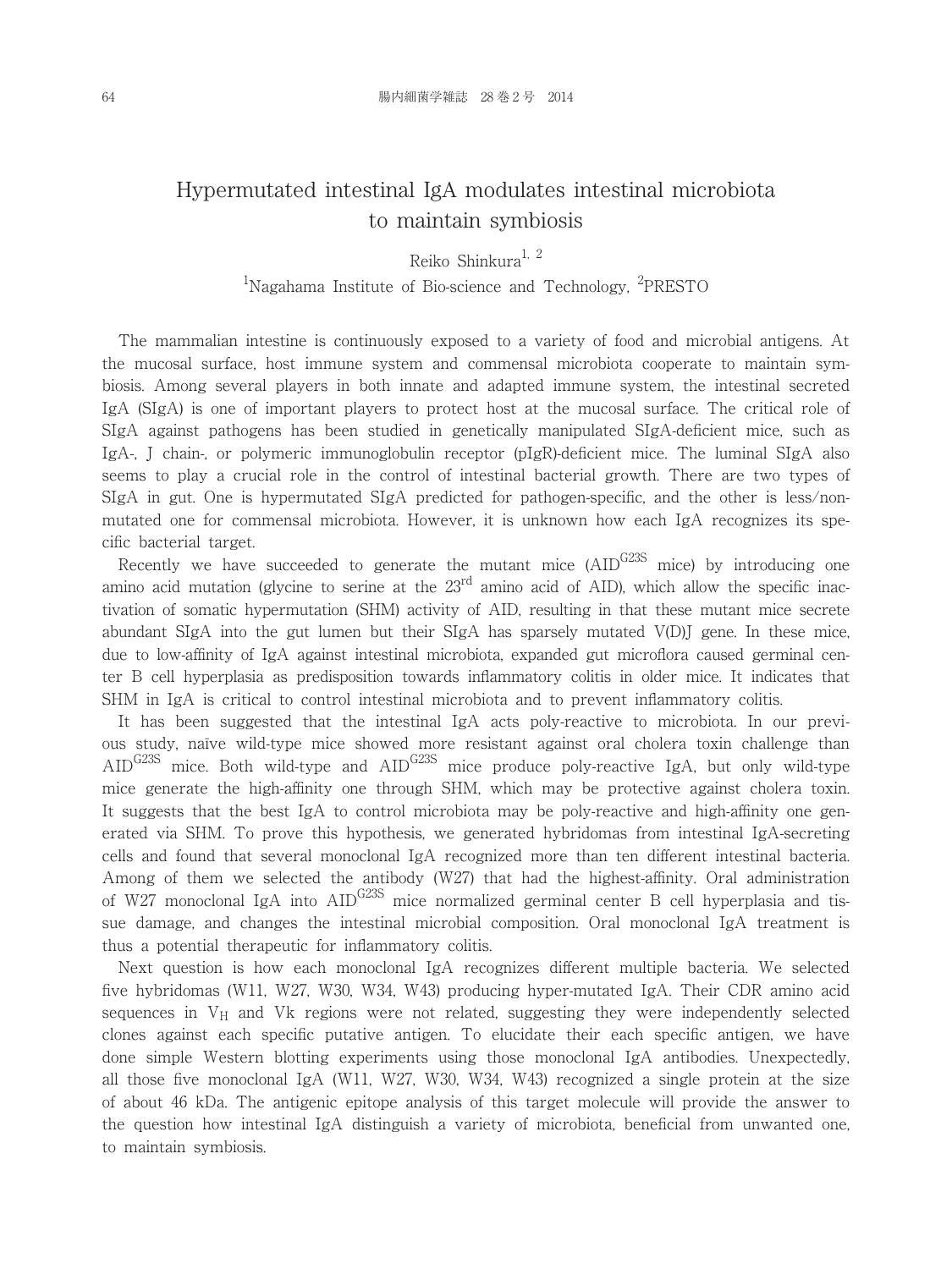# Hypermutated intestinal IgA modulates intestinal microbiota to maintain symbiosis

Reiko Shinkura[1, 2]

[1]Nagahama Institute of Bio-science and Technology, [2]PRESTO

The mammalian intestine is continuously exposed to a variety of food and microbial antigens. At the mucosal surface, host immune system and commensal microbiota cooperate to maintain symbiosis. Among several players in both innate and adapted immune system, the intestinal secreted IgA (SIgA) is one of important players to protect host at the mucosal surface. The critical role of SIgA against pathogens has been studied in genetically manipulated SIgA-deficient mice, such as IgA-, J chain-, or polymeric immunoglobulin receptor (pIgR)-deficient mice. The luminal SIgA also seems to play a crucial role in the control of intestinal bacterial growth. There are two types of SIgA in gut. One is hypermutated SIgA predicted for pathogen-specific, and the other is less/non-mutated one for commensal microbiota. However, it is unknown how each IgA recognizes its specific bacterial target.

Recently we have succeeded to generate the mutant mice ($AID^{G23S}$ mice) by introducing one amino acid mutation (glycine to serine at the $23^{rd}$ amino acid of AID), which allow the specific inactivation of somatic hypermutation (SHM) activity of AID, resulting in that these mutant mice secrete abundant SIgA into the gut lumen but their SIgA has sparsely mutated V(D)J gene. In these mice, due to low-affinity of IgA against intestinal microbiota, expanded gut microflora caused germinal center B cell hyperplasia as predisposition towards inflammatory colitis in older mice. It indicates that SHM in IgA is critical to control intestinal microbiota and to prevent inflammatory colitis.

It has been suggested that the intestinal IgA acts poly-reactive to microbiota. In our previous study, naïve wild-type mice showed more resistant against oral cholera toxin challenge than $AID^{G23S}$ mice. Both wild-type and $AID^{G23S}$ mice produce poly-reactive IgA, but only wild-type mice generate the high-affinity one through SHM, which may be protective against cholera toxin. It suggests that the best IgA to control microbiota may be poly-reactive and high-affinity one generated via SHM. To prove this hypothesis, we generated hybridomas from intestinal IgA-secreting cells and found that several monoclonal IgA recognized more than ten different intestinal bacteria. Among of them we selected the antibody (W27) that had the highest-affinity. Oral administration of W27 monoclonal IgA into $AID^{G23S}$ mice normalized germinal center B cell hyperplasia and tissue damage, and changes the intestinal microbial composition. Oral monoclonal IgA treatment is thus a potential therapeutic for inflammatory colitis.

Next question is how each monoclonal IgA recognizes different multiple bacteria. We selected five hybridomas (W11, W27, W30, W34, W43) producing hyper-mutated IgA. Their CDR amino acid sequences in $V_H$ and Vk regions were not related, suggesting they were independently selected clones against each specific putative antigen. To elucidate their each specific antigen, we have done simple Western blotting experiments using those monoclonal IgA antibodies. Unexpectedly, all those five monoclonal IgA (W11, W27, W30, W34, W43) recognized a single protein at the size of about 46 kDa. The antigenic epitope analysis of this target molecule will provide the answer to the question how intestinal IgA distinguish a variety of microbiota, beneficial from unwanted one, to maintain symbiosis.